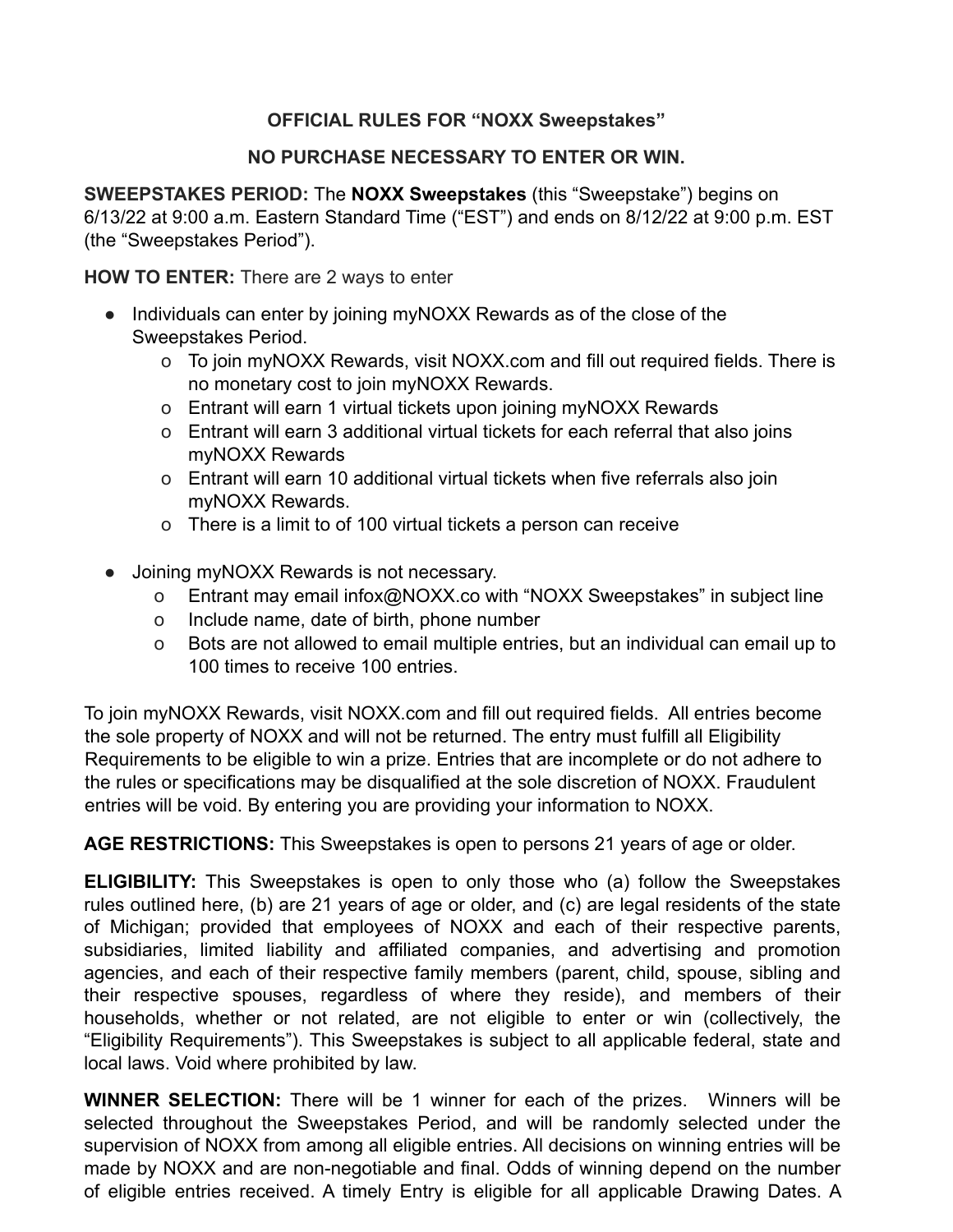**OFFICIAL RULES FOR "NOXX Sweepstakes"**

**NO PURCHASE NECESSARY TO ENTER OR WIN.**

**SWEEPSTAKES PERIOD:** The **NOXX Sweepstakes** (this "Sweepstake") begins on 6/13/22 at 9:00 a.m. Eastern Standard Time ("EST") and ends on 8/12/22 at 9:00 p.m. EST (the "Sweepstakes Period").

**HOW TO ENTER:** There are 2 ways to enter

- Individuals can enter by joining myNOXX Rewards as of the close of the Sweepstakes Period.
    - o To join myNOXX Rewards, visit NOXX.com and fill out required fields. There is no monetary cost to join myNOXX Rewards.
    - o Entrant will earn 1 virtual tickets upon joining myNOXX Rewards
    - o Entrant will earn 3 additional virtual tickets for each referral that also joins myNOXX Rewards
    - o Entrant will earn 10 additional virtual tickets when five referrals also join myNOXX Rewards.
    - o There is a limit to of 100 virtual tickets a person can receive
- Joining myNOXX Rewards is not necessary.
    - o Entrant may email infox@NOXX.co with "NOXX Sweepstakes" in subject line
    - o Include name, date of birth, phone number
    - o Bots are not allowed to email multiple entries, but an individual can email up to 100 times to receive 100 entries.

To join myNOXX Rewards, visit NOXX.com and fill out required fields. All entries become the sole property of NOXX and will not be returned. The entry must fulfill all Eligibility Requirements to be eligible to win a prize. Entries that are incomplete or do not adhere to the rules or specifications may be disqualified at the sole discretion of NOXX. Fraudulent entries will be void. By entering you are providing your information to NOXX.

**AGE RESTRICTIONS:** This Sweepstakes is open to persons 21 years of age or older.

**ELIGIBILITY:** This Sweepstakes is open to only those who (a) follow the Sweepstakes rules outlined here, (b) are 21 years of age or older, and (c) are legal residents of the state of Michigan; provided that employees of NOXX and each of their respective parents, subsidiaries, limited liability and affiliated companies, and advertising and promotion agencies, and each of their respective family members (parent, child, spouse, sibling and their respective spouses, regardless of where they reside), and members of their households, whether or not related, are not eligible to enter or win (collectively, the "Eligibility Requirements"). This Sweepstakes is subject to all applicable federal, state and local laws. Void where prohibited by law.

**WINNER SELECTION:** There will be 1 winner for each of the prizes. Winners will be selected throughout the Sweepstakes Period, and will be randomly selected under the supervision of NOXX from among all eligible entries. All decisions on winning entries will be made by NOXX and are non-negotiable and final. Odds of winning depend on the number of eligible entries received. A timely Entry is eligible for all applicable Drawing Dates. A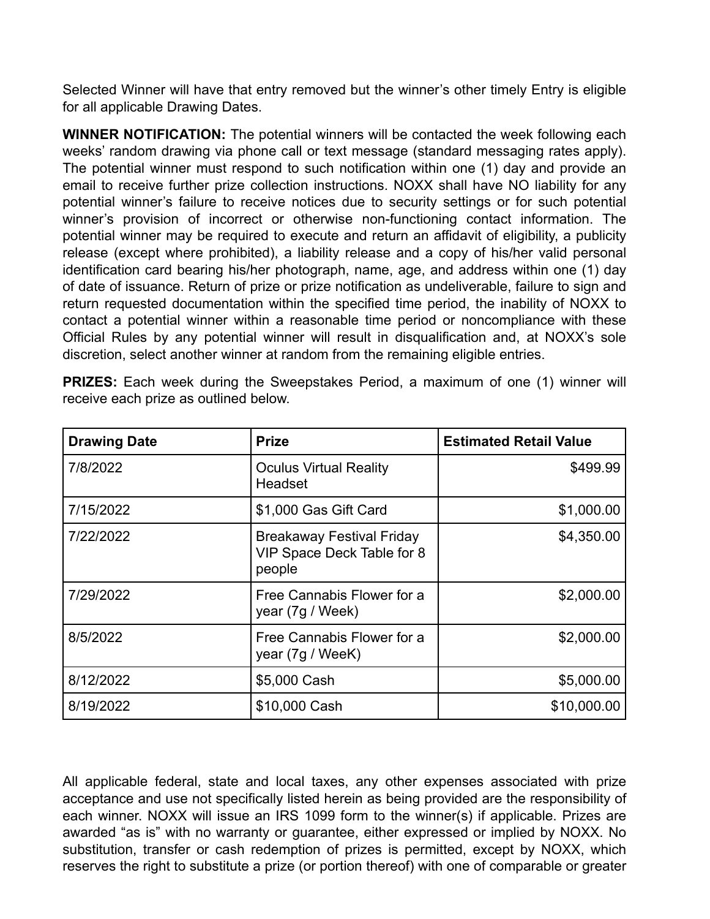Selected Winner will have that entry removed but the winner's other timely Entry is eligible for all applicable Drawing Dates.

**WINNER NOTIFICATION:** The potential winners will be contacted the week following each weeks' random drawing via phone call or text message (standard messaging rates apply). The potential winner must respond to such notification within one (1) day and provide an email to receive further prize collection instructions. NOXX shall have NO liability for any potential winner's failure to receive notices due to security settings or for such potential winner's provision of incorrect or otherwise non-functioning contact information. The potential winner may be required to execute and return an affidavit of eligibility, a publicity release (except where prohibited), a liability release and a copy of his/her valid personal identification card bearing his/her photograph, name, age, and address within one (1) day of date of issuance. Return of prize or prize notification as undeliverable, failure to sign and return requested documentation within the specified time period, the inability of NOXX to contact a potential winner within a reasonable time period or noncompliance with these Official Rules by any potential winner will result in disqualification and, at NOXX's sole discretion, select another winner at random from the remaining eligible entries.

**PRIZES:** Each week during the Sweepstakes Period, a maximum of one (1) winner will receive each prize as outlined below.

| Drawing Date | Prize | Estimated Retail Value |
|---|---|---|
| 7/8/2022 | Oculus Virtual Reality Headset | $499.99 |
| 7/15/2022 | $1,000 Gas Gift Card | $1,000.00 |
| 7/22/2022 | Breakaway Festival Friday VIP Space Deck Table for 8 people | $4,350.00 |
| 7/29/2022 | Free Cannabis Flower for a year (7g / Week) | $2,000.00 |
| 8/5/2022 | Free Cannabis Flower for a year (7g / WeeK) | $2,000.00 |
| 8/12/2022 | $5,000 Cash | $5,000.00 |
| 8/19/2022 | $10,000 Cash | $10,000.00 |

All applicable federal, state and local taxes, any other expenses associated with prize acceptance and use not specifically listed herein as being provided are the responsibility of each winner. NOXX will issue an IRS 1099 form to the winner(s) if applicable. Prizes are awarded "as is" with no warranty or guarantee, either expressed or implied by NOXX. No substitution, transfer or cash redemption of prizes is permitted, except by NOXX, which reserves the right to substitute a prize (or portion thereof) with one of comparable or greater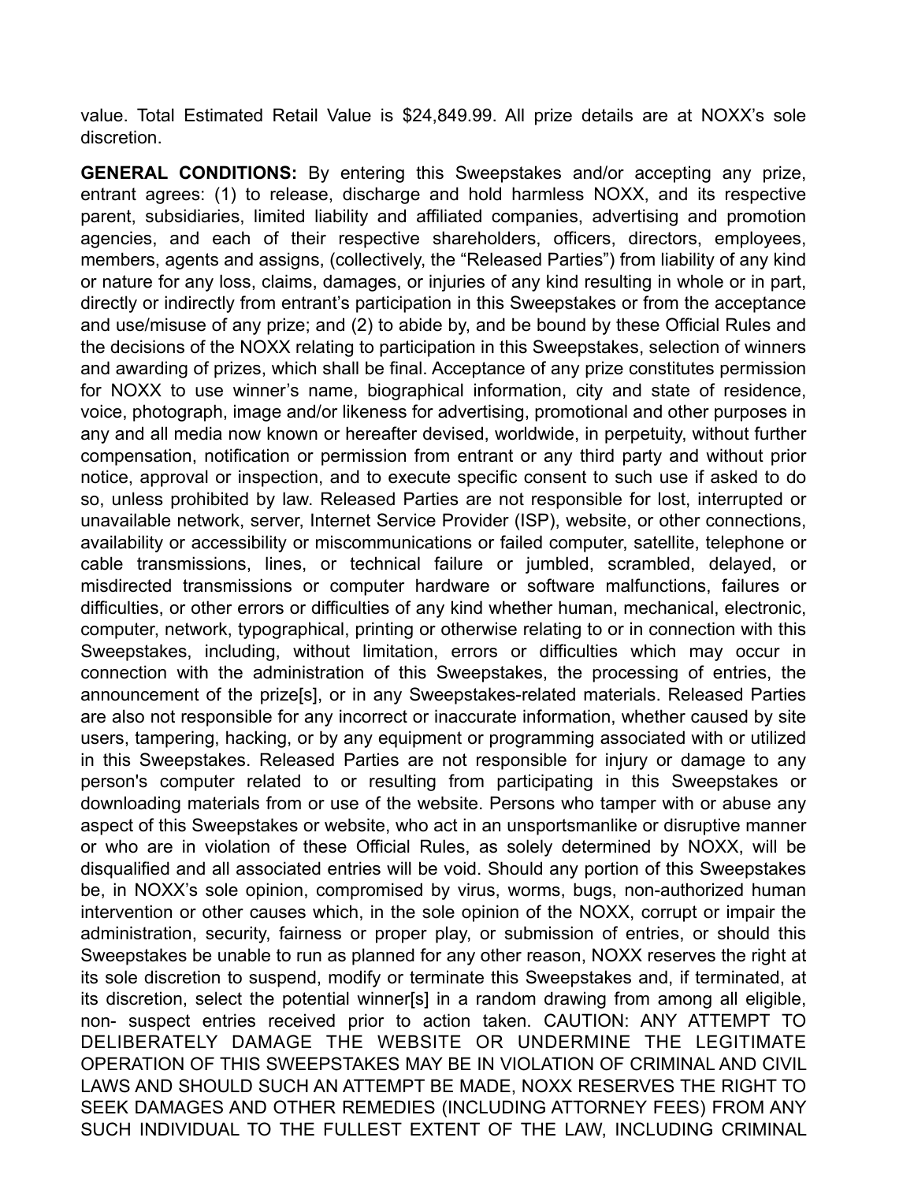value. Total Estimated Retail Value is $24,849.99. All prize details are at NOXX's sole discretion.

**GENERAL CONDITIONS:** By entering this Sweepstakes and/or accepting any prize, entrant agrees: (1) to release, discharge and hold harmless NOXX, and its respective parent, subsidiaries, limited liability and affiliated companies, advertising and promotion agencies, and each of their respective shareholders, officers, directors, employees, members, agents and assigns, (collectively, the "Released Parties") from liability of any kind or nature for any loss, claims, damages, or injuries of any kind resulting in whole or in part, directly or indirectly from entrant's participation in this Sweepstakes or from the acceptance and use/misuse of any prize; and (2) to abide by, and be bound by these Official Rules and the decisions of the NOXX relating to participation in this Sweepstakes, selection of winners and awarding of prizes, which shall be final. Acceptance of any prize constitutes permission for NOXX to use winner's name, biographical information, city and state of residence, voice, photograph, image and/or likeness for advertising, promotional and other purposes in any and all media now known or hereafter devised, worldwide, in perpetuity, without further compensation, notification or permission from entrant or any third party and without prior notice, approval or inspection, and to execute specific consent to such use if asked to do so, unless prohibited by law. Released Parties are not responsible for lost, interrupted or unavailable network, server, Internet Service Provider (ISP), website, or other connections, availability or accessibility or miscommunications or failed computer, satellite, telephone or cable transmissions, lines, or technical failure or jumbled, scrambled, delayed, or misdirected transmissions or computer hardware or software malfunctions, failures or difficulties, or other errors or difficulties of any kind whether human, mechanical, electronic, computer, network, typographical, printing or otherwise relating to or in connection with this Sweepstakes, including, without limitation, errors or difficulties which may occur in connection with the administration of this Sweepstakes, the processing of entries, the announcement of the prize[s], or in any Sweepstakes-related materials. Released Parties are also not responsible for any incorrect or inaccurate information, whether caused by site users, tampering, hacking, or by any equipment or programming associated with or utilized in this Sweepstakes. Released Parties are not responsible for injury or damage to any person's computer related to or resulting from participating in this Sweepstakes or downloading materials from or use of the website. Persons who tamper with or abuse any aspect of this Sweepstakes or website, who act in an unsportsmanlike or disruptive manner or who are in violation of these Official Rules, as solely determined by NOXX, will be disqualified and all associated entries will be void. Should any portion of this Sweepstakes be, in NOXX's sole opinion, compromised by virus, worms, bugs, non-authorized human intervention or other causes which, in the sole opinion of the NOXX, corrupt or impair the administration, security, fairness or proper play, or submission of entries, or should this Sweepstakes be unable to run as planned for any other reason, NOXX reserves the right at its sole discretion to suspend, modify or terminate this Sweepstakes and, if terminated, at its discretion, select the potential winner[s] in a random drawing from among all eligible, non- suspect entries received prior to action taken. CAUTION: ANY ATTEMPT TO DELIBERATELY DAMAGE THE WEBSITE OR UNDERMINE THE LEGITIMATE OPERATION OF THIS SWEEPSTAKES MAY BE IN VIOLATION OF CRIMINAL AND CIVIL LAWS AND SHOULD SUCH AN ATTEMPT BE MADE, NOXX RESERVES THE RIGHT TO SEEK DAMAGES AND OTHER REMEDIES (INCLUDING ATTORNEY FEES) FROM ANY SUCH INDIVIDUAL TO THE FULLEST EXTENT OF THE LAW, INCLUDING CRIMINAL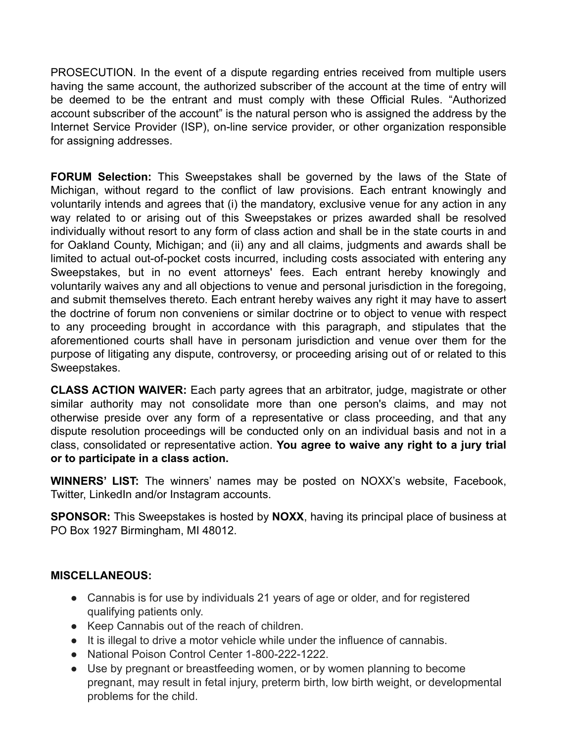PROSECUTION. In the event of a dispute regarding entries received from multiple users having the same account, the authorized subscriber of the account at the time of entry will be deemed to be the entrant and must comply with these Official Rules. "Authorized account subscriber of the account" is the natural person who is assigned the address by the Internet Service Provider (ISP), on-line service provider, or other organization responsible for assigning addresses.

**FORUM Selection:** This Sweepstakes shall be governed by the laws of the State of Michigan, without regard to the conflict of law provisions. Each entrant knowingly and voluntarily intends and agrees that (i) the mandatory, exclusive venue for any action in any way related to or arising out of this Sweepstakes or prizes awarded shall be resolved individually without resort to any form of class action and shall be in the state courts in and for Oakland County, Michigan; and (ii) any and all claims, judgments and awards shall be limited to actual out-of-pocket costs incurred, including costs associated with entering any Sweepstakes, but in no event attorneys' fees. Each entrant hereby knowingly and voluntarily waives any and all objections to venue and personal jurisdiction in the foregoing, and submit themselves thereto. Each entrant hereby waives any right it may have to assert the doctrine of forum non conveniens or similar doctrine or to object to venue with respect to any proceeding brought in accordance with this paragraph, and stipulates that the aforementioned courts shall have in personam jurisdiction and venue over them for the purpose of litigating any dispute, controversy, or proceeding arising out of or related to this Sweepstakes.

**CLASS ACTION WAIVER:** Each party agrees that an arbitrator, judge, magistrate or other similar authority may not consolidate more than one person's claims, and may not otherwise preside over any form of a representative or class proceeding, and that any dispute resolution proceedings will be conducted only on an individual basis and not in a class, consolidated or representative action. **You agree to waive any right to a jury trial or to participate in a class action.**

**WINNERS' LIST:** The winners' names may be posted on NOXX's website, Facebook, Twitter, LinkedIn and/or Instagram accounts.

**SPONSOR:** This Sweepstakes is hosted by **NOXX**, having its principal place of business at PO Box 1927 Birmingham, MI 48012.

**MISCELLANEOUS:**

- Cannabis is for use by individuals 21 years of age or older, and for registered qualifying patients only.
- Keep Cannabis out of the reach of children.
- It is illegal to drive a motor vehicle while under the influence of cannabis.
- National Poison Control Center 1-800-222-1222.
- Use by pregnant or breastfeeding women, or by women planning to become pregnant, may result in fetal injury, preterm birth, low birth weight, or developmental problems for the child.